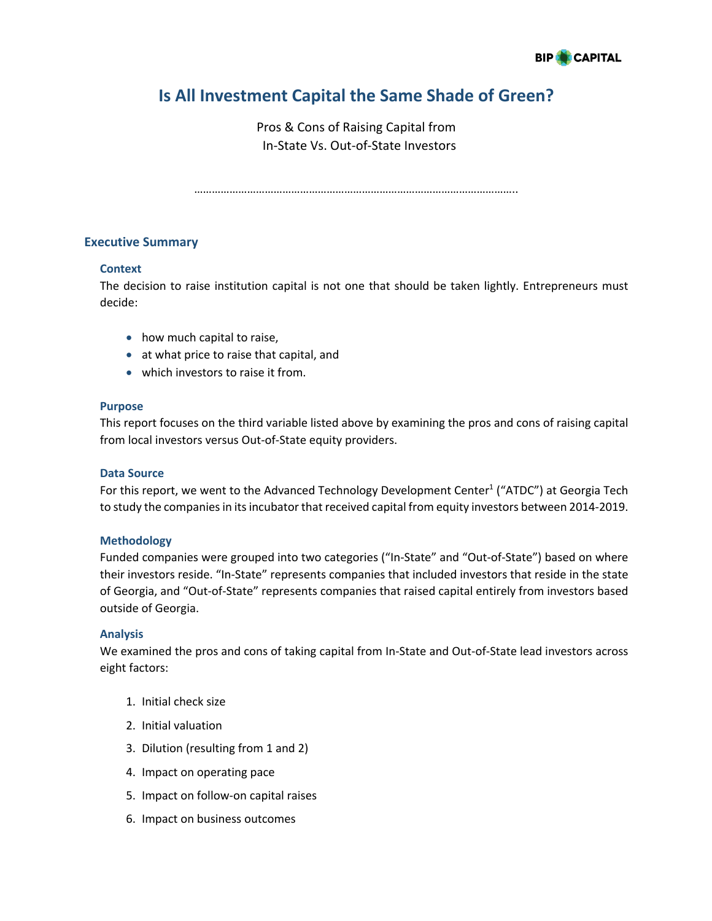# Is All Investment Capital the Same Shade of Green?

Pros & Cons of Raising Capital from
In-State Vs. Out-of-State Investors

…………………………………………………………………………………………..

## Executive Summary

### Context

The decision to raise institution capital is not one that should be taken lightly. Entrepreneurs must decide:

- how much capital to raise,
- at what price to raise that capital, and
- which investors to raise it from.

### Purpose

This report focuses on the third variable listed above by examining the pros and cons of raising capital from local investors versus Out-of-State equity providers.

### Data Source

For this report, we went to the Advanced Technology Development Center[1] ("ATDC") at Georgia Tech to study the companies in its incubator that received capital from equity investors between 2014-2019.

### Methodology

Funded companies were grouped into two categories ("In-State" and "Out-of-State") based on where their investors reside. "In-State" represents companies that included investors that reside in the state of Georgia, and "Out-of-State" represents companies that raised capital entirely from investors based outside of Georgia.

### Analysis

We examined the pros and cons of taking capital from In-State and Out-of-State lead investors across eight factors:

1. Initial check size
2. Initial valuation
3. Dilution (resulting from 1 and 2)
4. Impact on operating pace
5. Impact on follow-on capital raises
6. Impact on business outcomes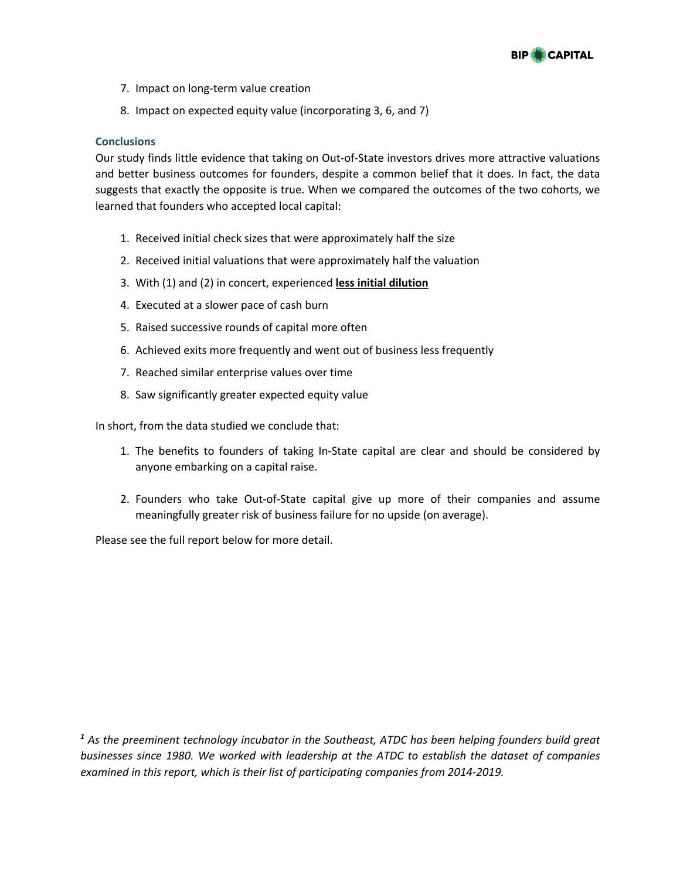7. Impact on long-term value creation
8. Impact on expected equity value (incorporating 3, 6, and 7)

### Conclusions

Our study finds little evidence that taking on Out-of-State investors drives more attractive valuations and better business outcomes for founders, despite a common belief that it does. In fact, the data suggests that exactly the opposite is true. When we compared the outcomes of the two cohorts, we learned that founders who accepted local capital:

1. Received initial check sizes that were approximately half the size
2. Received initial valuations that were approximately half the valuation
3. With (1) and (2) in concert, experienced **<u>less initial dilution</u>**
4. Executed at a slower pace of cash burn
5. Raised successive rounds of capital more often
6. Achieved exits more frequently and went out of business less frequently
7. Reached similar enterprise values over time
8. Saw significantly greater expected equity value

In short, from the data studied we conclude that:

1. The benefits to founders of taking In-State capital are clear and should be considered by anyone embarking on a capital raise.

2. Founders who take Out-of-State capital give up more of their companies and assume meaningfully greater risk of business failure for no upside (on average).

Please see the full report below for more detail.

*[1] As the preeminent technology incubator in the Southeast, ATDC has been helping founders build great businesses since 1980. We worked with leadership at the ATDC to establish the dataset of companies examined in this report, which is their list of participating companies from 2014-2019.*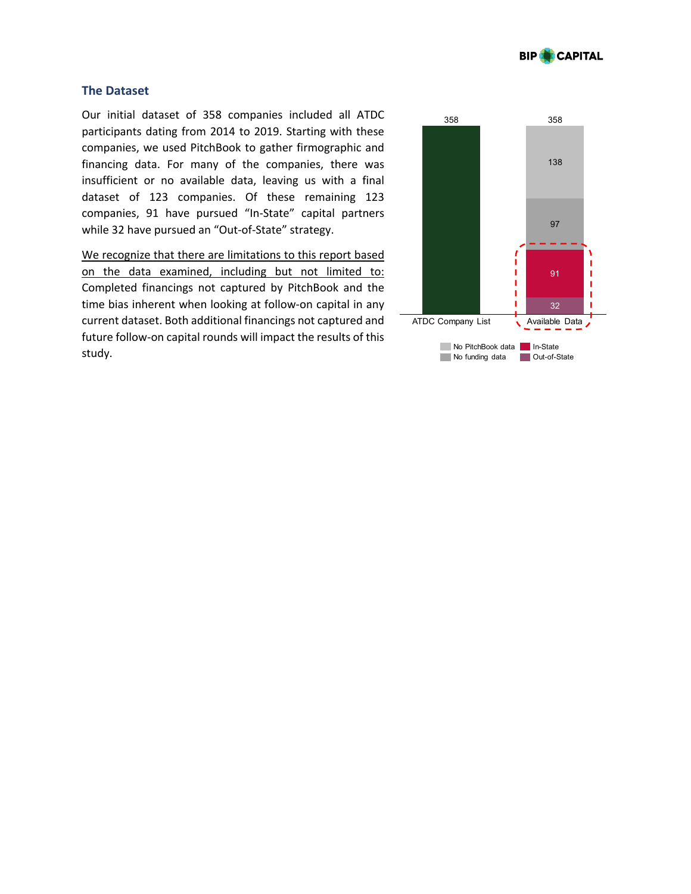## The Dataset

Our initial dataset of 358 companies included all ATDC participants dating from 2014 to 2019. Starting with these companies, we used PitchBook to gather firmographic and financing data. For many of the companies, there was insufficient or no available data, leaving us with a final dataset of 123 companies. Of these remaining 123 companies, 91 have pursued "In-State" capital partners while 32 have pursued an "Out-of-State" strategy.

We recognize that there are limitations to this report based on the data examined, including but not limited to: Completed financings not captured by PitchBook and the time bias inherent when looking at follow-on capital in any current dataset. Both additional financings not captured and future follow-on capital rounds will impact the results of this study.

| | ATDC Company List | Available Data |
|---|---|---|
| Total | 358 | 358 |
| No PitchBook data | | 138 |
| No funding data | | 97 |
| In-State | | 91 |
| Out-of-State | | 32 |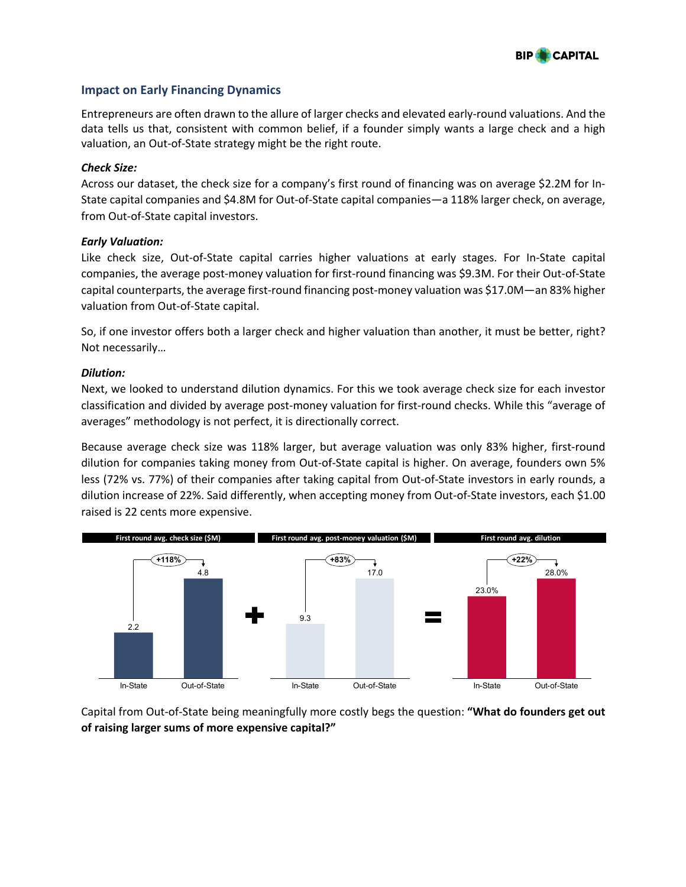## Impact on Early Financing Dynamics

Entrepreneurs are often drawn to the allure of larger checks and elevated early-round valuations. And the data tells us that, consistent with common belief, if a founder simply wants a large check and a high valuation, an Out-of-State strategy might be the right route.

***Check Size:***

Across our dataset, the check size for a company's first round of financing was on average $2.2M for In-State capital companies and $4.8M for Out-of-State capital companies—a 118% larger check, on average, from Out-of-State capital investors.

***Early Valuation:***

Like check size, Out-of-State capital carries higher valuations at early stages. For In-State capital companies, the average post-money valuation for first-round financing was $9.3M. For their Out-of-State capital counterparts, the average first-round financing post-money valuation was $17.0M—an 83% higher valuation from Out-of-State capital.

So, if one investor offers both a larger check and higher valuation than another, it must be better, right? Not necessarily…

***Dilution:***

Next, we looked to understand dilution dynamics. For this we took average check size for each investor classification and divided by average post-money valuation for first-round checks. While this "average of averages" methodology is not perfect, it is directionally correct.

Because average check size was 118% larger, but average valuation was only 83% higher, first-round dilution for companies taking money from Out-of-State capital is higher. On average, founders own 5% less (72% vs. 77%) of their companies after taking capital from Out-of-State investors in early rounds, a dilution increase of 22%. Said differently, when accepting money from Out-of-State investors, each $1.00 raised is 22 cents more expensive.

| | First round avg. check size ($M) | First round avg. post-money valuation ($M) | First round avg. dilution |
|---|---|---|---|
| In-State | 2.2 | 9.3 | 23.0% |
| Out-of-State | 4.8 | 17.0 | 28.0% |
| Difference | +118% | +83% | +22% |

Capital from Out-of-State being meaningfully more costly begs the question: **"What do founders get out of raising larger sums of more expensive capital?"**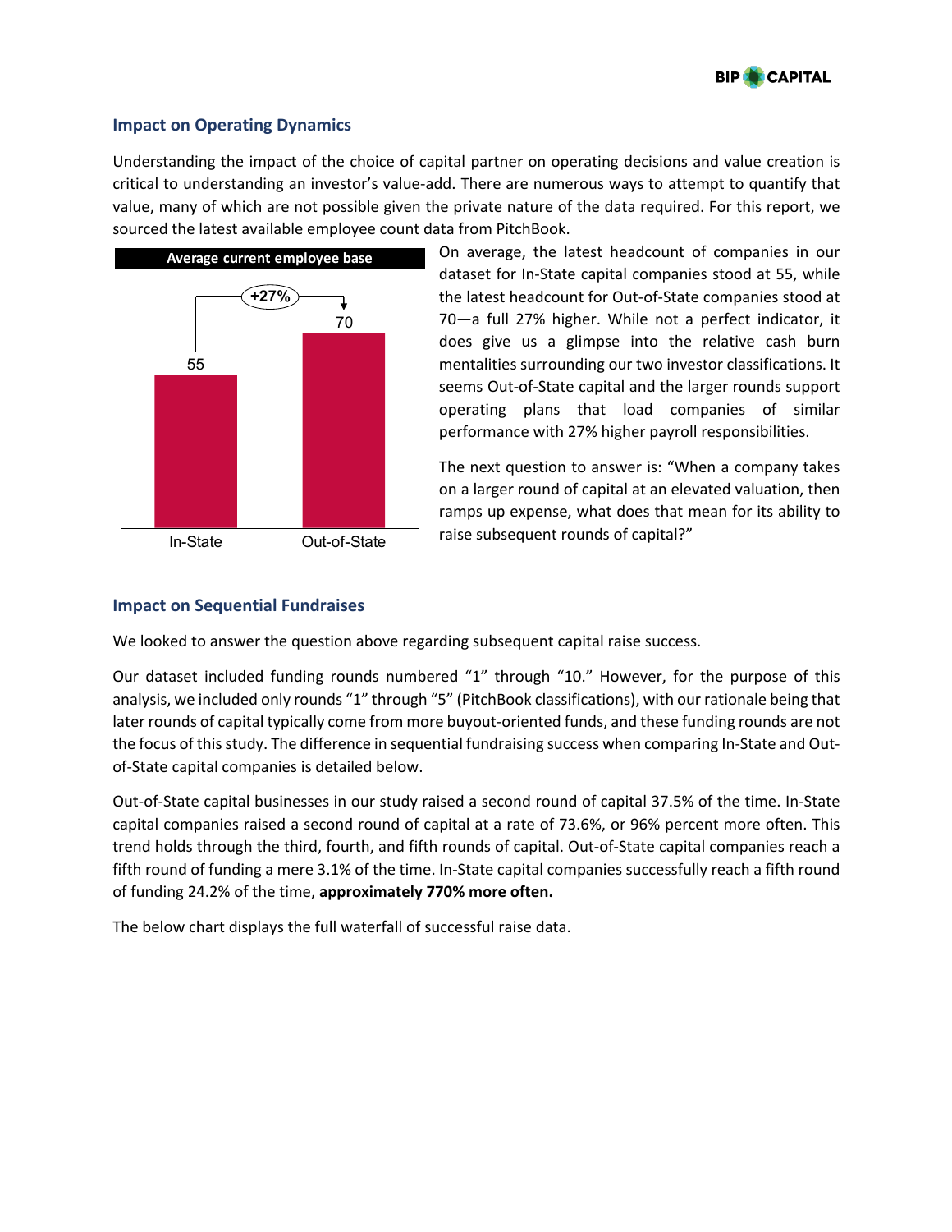## Impact on Operating Dynamics

Understanding the impact of the choice of capital partner on operating decisions and value creation is critical to understanding an investor's value-add. There are numerous ways to attempt to quantify that value, many of which are not possible given the private nature of the data required. For this report, we sourced the latest available employee count data from PitchBook.

**Average current employee base**

| | In-State | Out-of-State |
|---|---|---|
| Average current employee base | 55 | 70 (+27%) |

On average, the latest headcount of companies in our dataset for In-State capital companies stood at 55, while the latest headcount for Out-of-State companies stood at 70—a full 27% higher. While not a perfect indicator, it does give us a glimpse into the relative cash burn mentalities surrounding our two investor classifications. It seems Out-of-State capital and the larger rounds support operating plans that load companies of similar performance with 27% higher payroll responsibilities.

The next question to answer is: "When a company takes on a larger round of capital at an elevated valuation, then ramps up expense, what does that mean for its ability to raise subsequent rounds of capital?"

## Impact on Sequential Fundraises

We looked to answer the question above regarding subsequent capital raise success.

Our dataset included funding rounds numbered "1" through "10." However, for the purpose of this analysis, we included only rounds "1" through "5" (PitchBook classifications), with our rationale being that later rounds of capital typically come from more buyout-oriented funds, and these funding rounds are not the focus of this study. The difference in sequential fundraising success when comparing In-State and Out-of-State capital companies is detailed below.

Out-of-State capital businesses in our study raised a second round of capital 37.5% of the time. In-State capital companies raised a second round of capital at a rate of 73.6%, or 96% percent more often. This trend holds through the third, fourth, and fifth rounds of capital. Out-of-State capital companies reach a fifth round of funding a mere 3.1% of the time. In-State capital companies successfully reach a fifth round of funding 24.2% of the time, **approximately 770% more often.**

The below chart displays the full waterfall of successful raise data.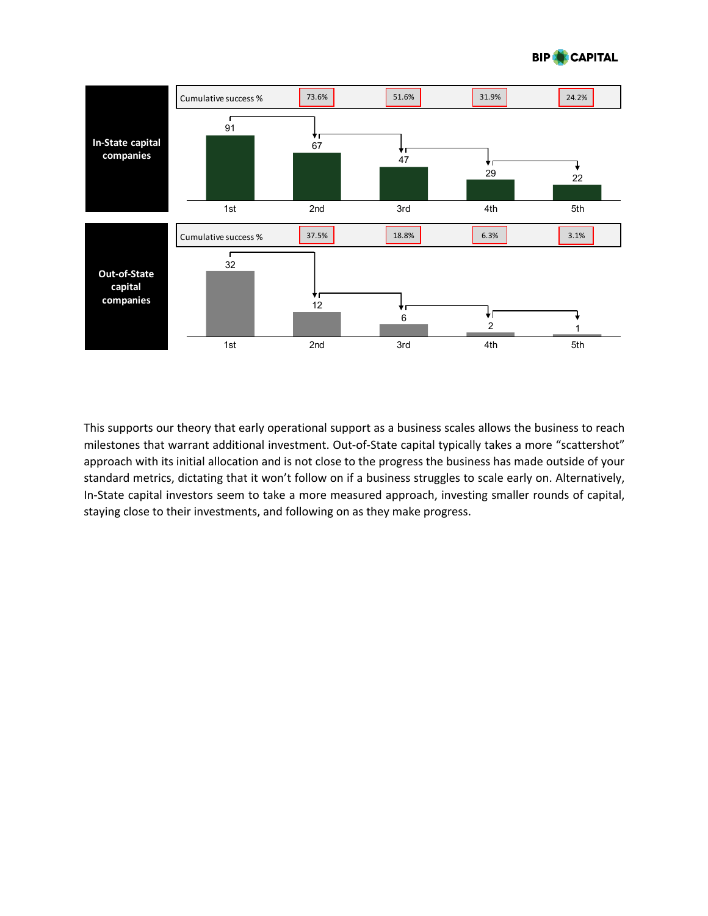| In-State capital companies | 1st | 2nd | 3rd | 4th | 5th |
|---|---|---|---|---|---|
| Companies | 91 | 67 | 47 | 29 | 22 |
| Cumulative success % | | 73.6% | 51.6% | 31.9% | 24.2% |

| Out-of-State capital companies | 1st | 2nd | 3rd | 4th | 5th |
|---|---|---|---|---|---|
| Companies | 32 | 12 | 6 | 2 | 1 |
| Cumulative success % | | 37.5% | 18.8% | 6.3% | 3.1% |

This supports our theory that early operational support as a business scales allows the business to reach milestones that warrant additional investment. Out-of-State capital typically takes a more "scattershot" approach with its initial allocation and is not close to the progress the business has made outside of your standard metrics, dictating that it won't follow on if a business struggles to scale early on. Alternatively, In-State capital investors seem to take a more measured approach, investing smaller rounds of capital, staying close to their investments, and following on as they make progress.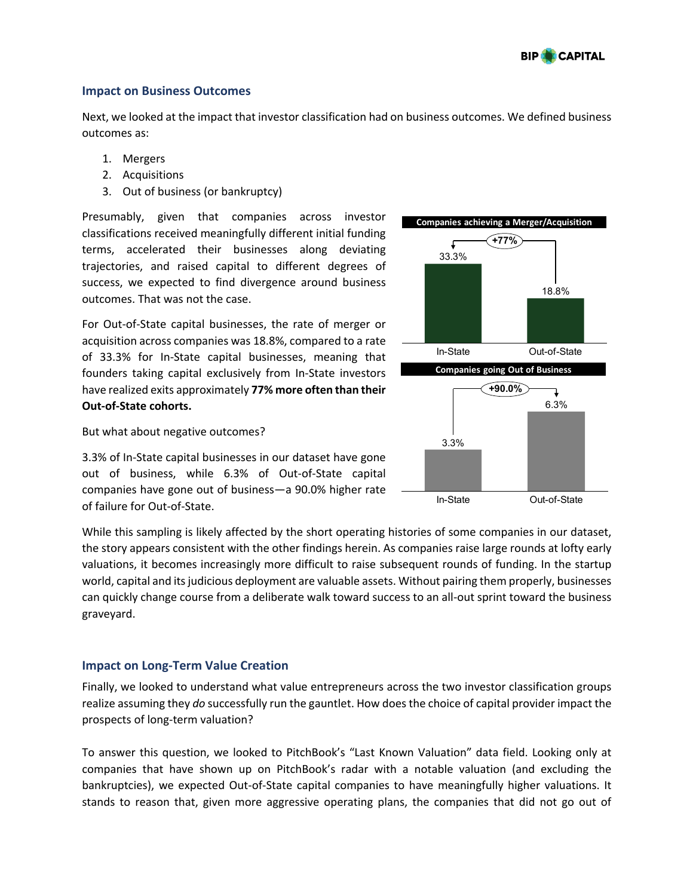### Impact on Business Outcomes

Next, we looked at the impact that investor classification had on business outcomes. We defined business outcomes as:

1. Mergers
2. Acquisitions
3. Out of business (or bankruptcy)

Presumably, given that companies across investor classifications received meaningfully different initial funding terms, accelerated their businesses along deviating trajectories, and raised capital to different degrees of success, we expected to find divergence around business outcomes. That was not the case.

For Out-of-State capital businesses, the rate of merger or acquisition across companies was 18.8%, compared to a rate of 33.3% for In-State capital businesses, meaning that founders taking capital exclusively from In-State investors have realized exits approximately **77% more often than their Out-of-State cohorts.**

But what about negative outcomes?

3.3% of In-State capital businesses in our dataset have gone out of business, while 6.3% of Out-of-State capital companies have gone out of business—a 90.0% higher rate of failure for Out-of-State.

**Companies achieving a Merger/Acquisition**

| | In-State | Out-of-State |
| --- | --- | --- |
| Rate | 33.3% | 18.8% |

+77%

**Companies going Out of Business**

| | In-State | Out-of-State |
| --- | --- | --- |
| Rate | 3.3% | 6.3% |

+90.0%

While this sampling is likely affected by the short operating histories of some companies in our dataset, the story appears consistent with the other findings herein. As companies raise large rounds at lofty early valuations, it becomes increasingly more difficult to raise subsequent rounds of funding. In the startup world, capital and its judicious deployment are valuable assets. Without pairing them properly, businesses can quickly change course from a deliberate walk toward success to an all-out sprint toward the business graveyard.

### Impact on Long-Term Value Creation

Finally, we looked to understand what value entrepreneurs across the two investor classification groups realize assuming they *do* successfully run the gauntlet. How does the choice of capital provider impact the prospects of long-term valuation?

To answer this question, we looked to PitchBook's "Last Known Valuation" data field. Looking only at companies that have shown up on PitchBook's radar with a notable valuation (and excluding the bankruptcies), we expected Out-of-State capital companies to have meaningfully higher valuations. It stands to reason that, given more aggressive operating plans, the companies that did not go out of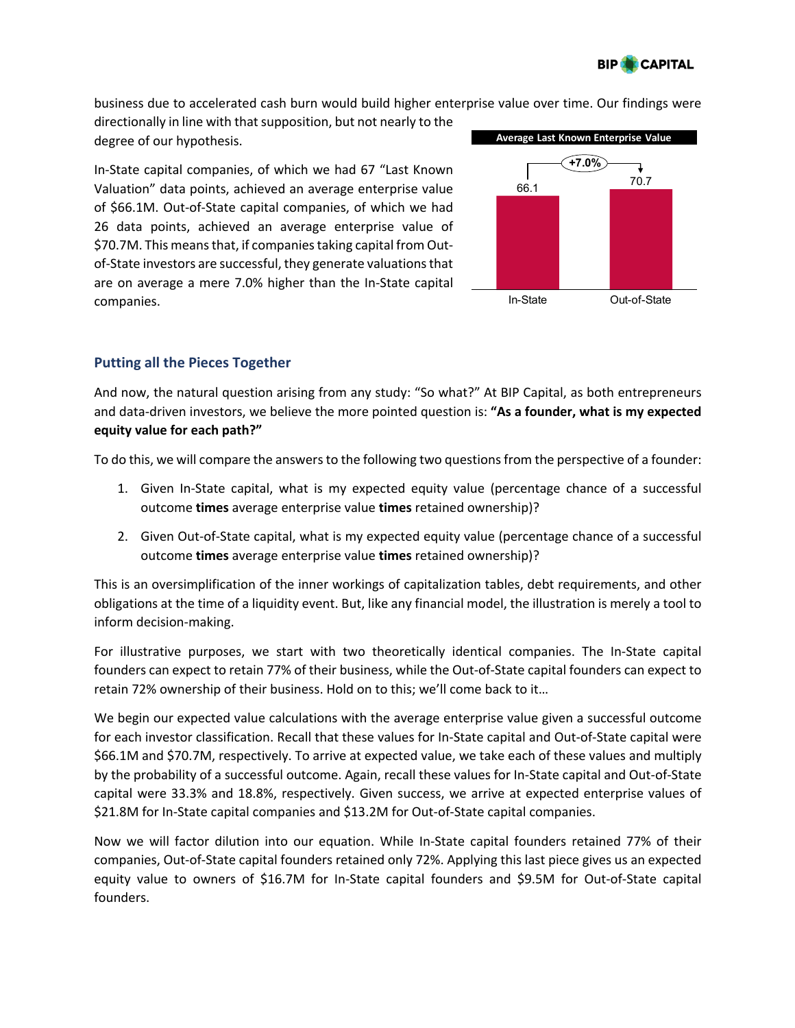business due to accelerated cash burn would build higher enterprise value over time. Our findings were directionally in line with that supposition, but not nearly to the degree of our hypothesis.

In-State capital companies, of which we had 67 "Last Known Valuation" data points, achieved an average enterprise value of \$66.1M. Out-of-State capital companies, of which we had 26 data points, achieved an average enterprise value of \$70.7M. This means that, if companies taking capital from Out-of-State investors are successful, they generate valuations that are on average a mere 7.0% higher than the In-State capital companies.

**Average Last Known Enterprise Value**

| | In-State | Out-of-State |
|---|---|---|
| Average Last Known Enterprise Value | 66.1 | 70.7 |

+7.0%

## Putting all the Pieces Together

And now, the natural question arising from any study: "So what?" At BIP Capital, as both entrepreneurs and data-driven investors, we believe the more pointed question is: **"As a founder, what is my expected equity value for each path?"**

To do this, we will compare the answers to the following two questions from the perspective of a founder:

1. Given In-State capital, what is my expected equity value (percentage chance of a successful outcome **times** average enterprise value **times** retained ownership)?
2. Given Out-of-State capital, what is my expected equity value (percentage chance of a successful outcome **times** average enterprise value **times** retained ownership)?

This is an oversimplification of the inner workings of capitalization tables, debt requirements, and other obligations at the time of a liquidity event. But, like any financial model, the illustration is merely a tool to inform decision-making.

For illustrative purposes, we start with two theoretically identical companies. The In-State capital founders can expect to retain 77% of their business, while the Out-of-State capital founders can expect to retain 72% ownership of their business. Hold on to this; we'll come back to it…

We begin our expected value calculations with the average enterprise value given a successful outcome for each investor classification. Recall that these values for In-State capital and Out-of-State capital were \$66.1M and \$70.7M, respectively. To arrive at expected value, we take each of these values and multiply by the probability of a successful outcome. Again, recall these values for In-State capital and Out-of-State capital were 33.3% and 18.8%, respectively. Given success, we arrive at expected enterprise values of \$21.8M for In-State capital companies and \$13.2M for Out-of-State capital companies.

Now we will factor dilution into our equation. While In-State capital founders retained 77% of their companies, Out-of-State capital founders retained only 72%. Applying this last piece gives us an expected equity value to owners of \$16.7M for In-State capital founders and \$9.5M for Out-of-State capital founders.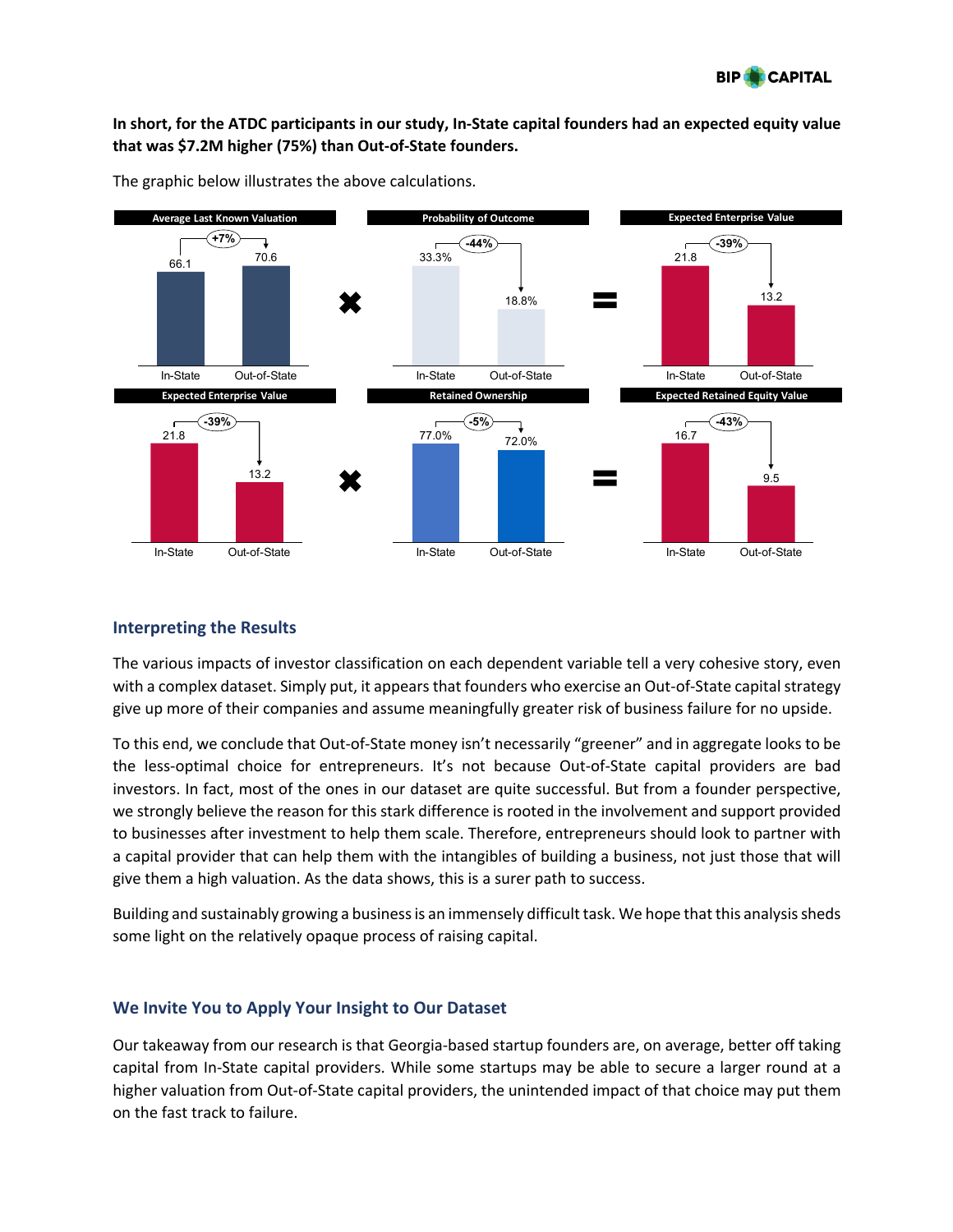**In short, for the ATDC participants in our study, In-State capital founders had an expected equity value that was $7.2M higher (75%) than Out-of-State founders.**

The graphic below illustrates the above calculations.

| | Average Last Known Valuation | × | Probability of Outcome | = | Expected Enterprise Value |
|---|---|---|---|---|---|
| In-State | 66.1 | | 33.3% | | 21.8 |
| Out-of-State | 70.6 | | 18.8% | | 13.2 |
| Change | +7% | | -44% | | -39% |

| | Expected Enterprise Value | × | Retained Ownership | = | Expected Retained Equity Value |
|---|---|---|---|---|---|
| In-State | 21.8 | | 77.0% | | 16.7 |
| Out-of-State | 13.2 | | 72.0% | | 9.5 |
| Change | -39% | | -5% | | -43% |

## Interpreting the Results

The various impacts of investor classification on each dependent variable tell a very cohesive story, even with a complex dataset. Simply put, it appears that founders who exercise an Out-of-State capital strategy give up more of their companies and assume meaningfully greater risk of business failure for no upside.

To this end, we conclude that Out-of-State money isn't necessarily "greener" and in aggregate looks to be the less-optimal choice for entrepreneurs. It's not because Out-of-State capital providers are bad investors. In fact, most of the ones in our dataset are quite successful. But from a founder perspective, we strongly believe the reason for this stark difference is rooted in the involvement and support provided to businesses after investment to help them scale. Therefore, entrepreneurs should look to partner with a capital provider that can help them with the intangibles of building a business, not just those that will give them a high valuation. As the data shows, this is a surer path to success.

Building and sustainably growing a business is an immensely difficult task. We hope that this analysis sheds some light on the relatively opaque process of raising capital.

## We Invite You to Apply Your Insight to Our Dataset

Our takeaway from our research is that Georgia-based startup founders are, on average, better off taking capital from In-State capital providers. While some startups may be able to secure a larger round at a higher valuation from Out-of-State capital providers, the unintended impact of that choice may put them on the fast track to failure.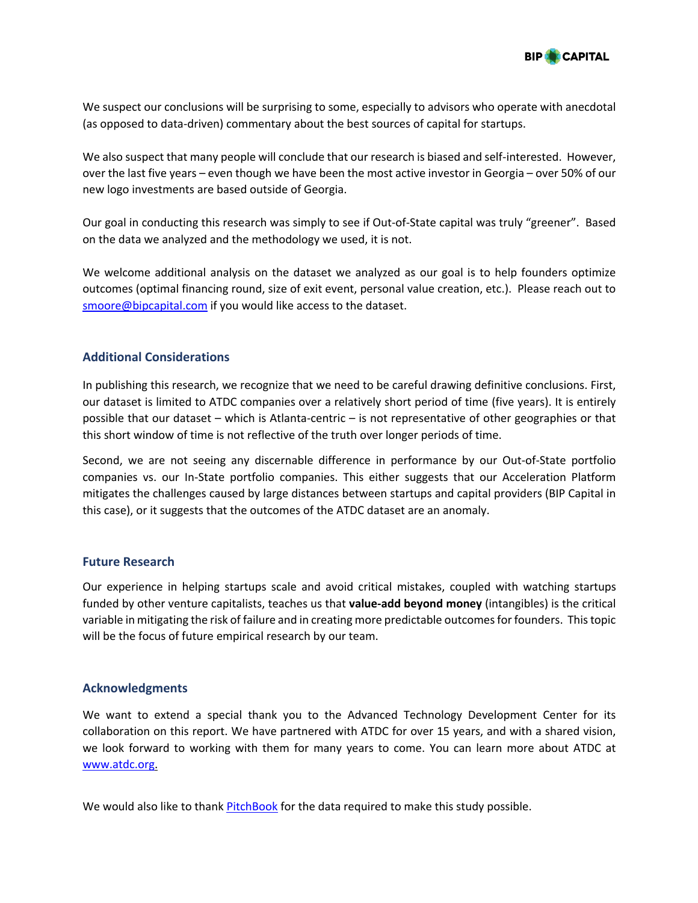We suspect our conclusions will be surprising to some, especially to advisors who operate with anecdotal (as opposed to data-driven) commentary about the best sources of capital for startups.

We also suspect that many people will conclude that our research is biased and self-interested. However, over the last five years – even though we have been the most active investor in Georgia – over 50% of our new logo investments are based outside of Georgia.

Our goal in conducting this research was simply to see if Out-of-State capital was truly "greener". Based on the data we analyzed and the methodology we used, it is not.

We welcome additional analysis on the dataset we analyzed as our goal is to help founders optimize outcomes (optimal financing round, size of exit event, personal value creation, etc.). Please reach out to smoore@bipcapital.com if you would like access to the dataset.

## Additional Considerations

In publishing this research, we recognize that we need to be careful drawing definitive conclusions. First, our dataset is limited to ATDC companies over a relatively short period of time (five years). It is entirely possible that our dataset – which is Atlanta-centric – is not representative of other geographies or that this short window of time is not reflective of the truth over longer periods of time.

Second, we are not seeing any discernable difference in performance by our Out-of-State portfolio companies vs. our In-State portfolio companies. This either suggests that our Acceleration Platform mitigates the challenges caused by large distances between startups and capital providers (BIP Capital in this case), or it suggests that the outcomes of the ATDC dataset are an anomaly.

## Future Research

Our experience in helping startups scale and avoid critical mistakes, coupled with watching startups funded by other venture capitalists, teaches us that **value-add beyond money** (intangibles) is the critical variable in mitigating the risk of failure and in creating more predictable outcomes for founders. This topic will be the focus of future empirical research by our team.

## Acknowledgments

We want to extend a special thank you to the Advanced Technology Development Center for its collaboration on this report. We have partnered with ATDC for over 15 years, and with a shared vision, we look forward to working with them for many years to come. You can learn more about ATDC at www.atdc.org.

We would also like to thank PitchBook for the data required to make this study possible.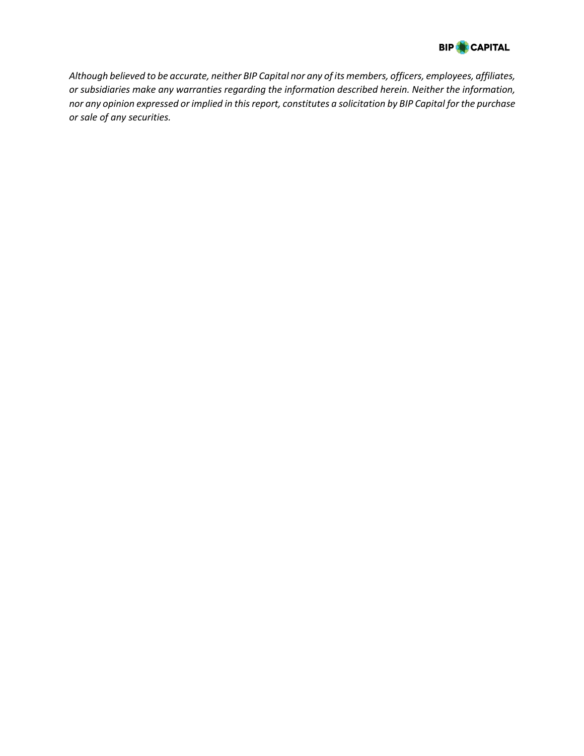*Although believed to be accurate, neither BIP Capital nor any of its members, officers, employees, affiliates, or subsidiaries make any warranties regarding the information described herein. Neither the information, nor any opinion expressed or implied in this report, constitutes a solicitation by BIP Capital for the purchase or sale of any securities.*